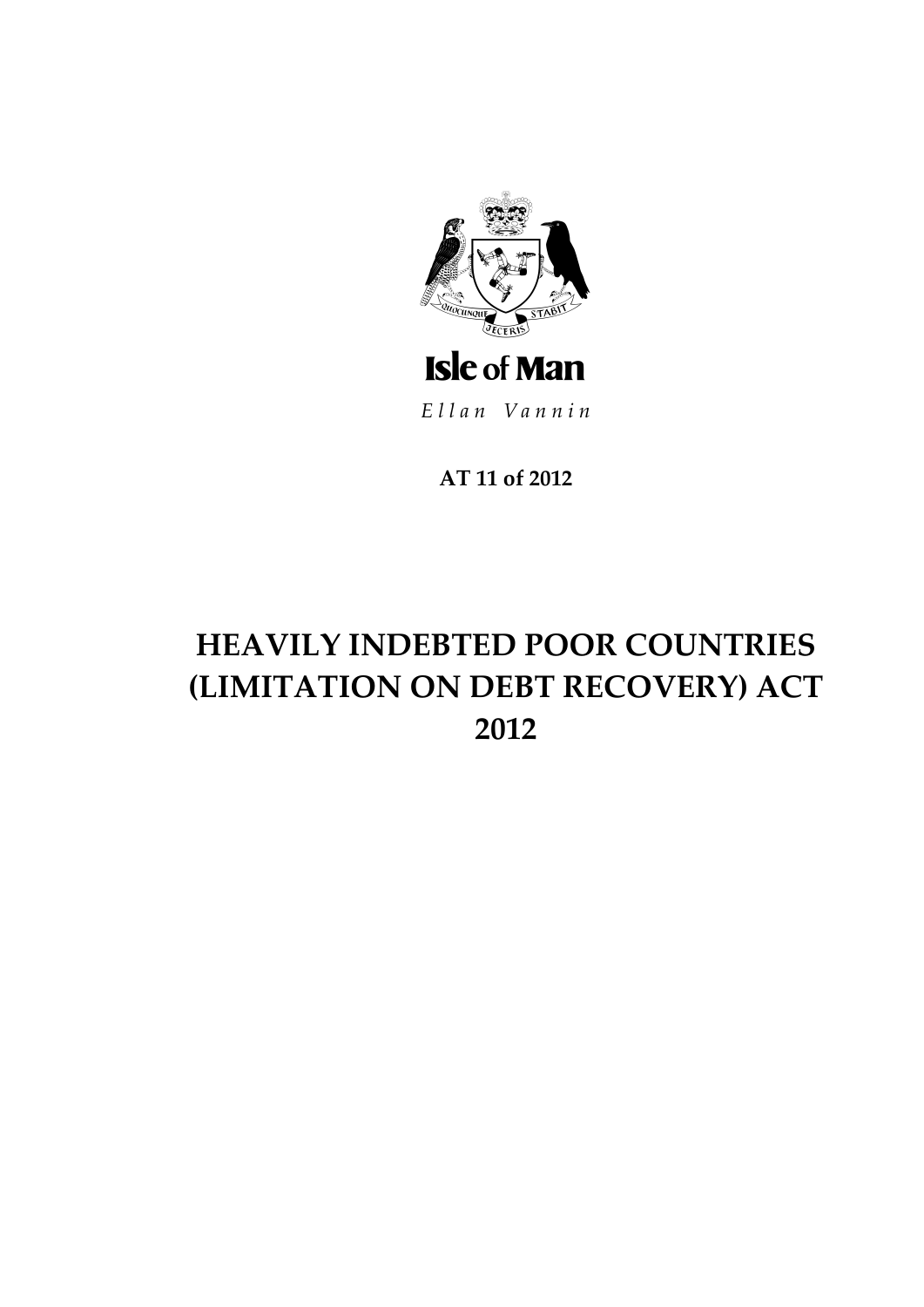Isle of Man

*Ellan Vannin*

**AT 11 of 2012**

# HEAVILY INDEBTED POOR COUNTRIES (LIMITATION ON DEBT RECOVERY) ACT 2012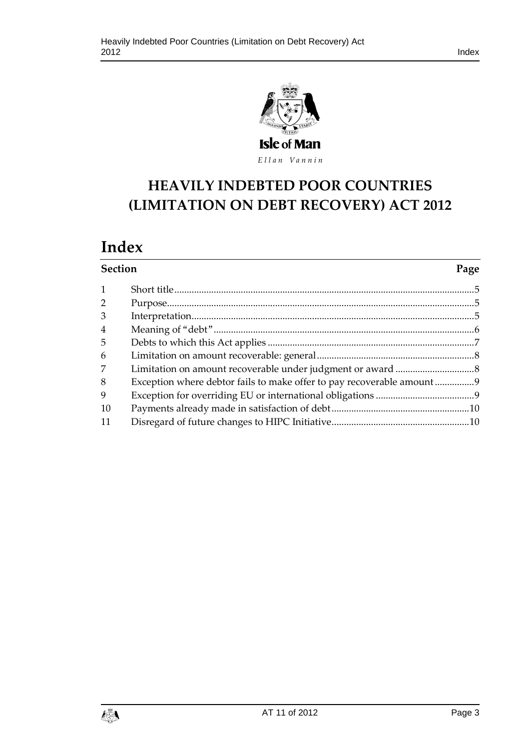Isle of Man

*Ellan Vannin*

# HEAVILY INDEBTED POOR COUNTRIES (LIMITATION ON DEBT RECOVERY) ACT 2012

## Index

| Section | | Page |
|---|---|---|
| 1 | Short title | 5 |
| 2 | Purpose | 5 |
| 3 | Interpretation | 5 |
| 4 | Meaning of "debt" | 6 |
| 5 | Debts to which this Act applies | 7 |
| 6 | Limitation on amount recoverable: general | 8 |
| 7 | Limitation on amount recoverable under judgment or award | 8 |
| 8 | Exception where debtor fails to make offer to pay recoverable amount | 9 |
| 9 | Exception for overriding EU or international obligations | 9 |
| 10 | Payments already made in satisfaction of debt | 10 |
| 11 | Disregard of future changes to HIPC Initiative | 10 |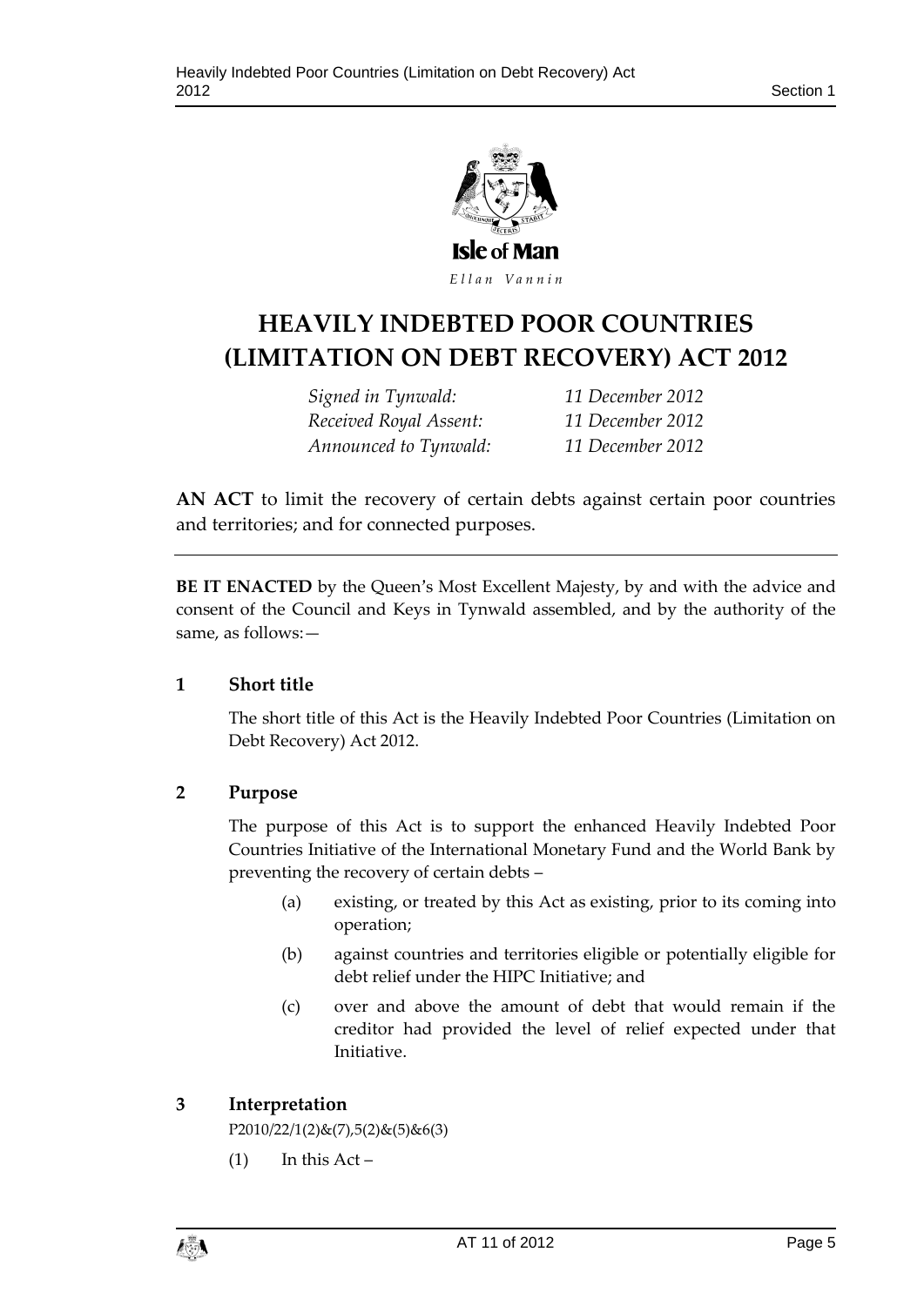# HEAVILY INDEBTED POOR COUNTRIES (LIMITATION ON DEBT RECOVERY) ACT 2012

*Signed in Tynwald:* *11 December 2012*
*Received Royal Assent:* *11 December 2012*
*Announced to Tynwald:* *11 December 2012*

**AN ACT** to limit the recovery of certain debts against certain poor countries and territories; and for connected purposes.

---

**BE IT ENACTED** by the Queen's Most Excellent Majesty, by and with the advice and consent of the Council and Keys in Tynwald assembled, and by the authority of the same, as follows:—

## 1 Short title

The short title of this Act is the Heavily Indebted Poor Countries (Limitation on Debt Recovery) Act 2012.

## 2 Purpose

The purpose of this Act is to support the enhanced Heavily Indebted Poor Countries Initiative of the International Monetary Fund and the World Bank by preventing the recovery of certain debts –

(a) existing, or treated by this Act as existing, prior to its coming into operation;

(b) against countries and territories eligible or potentially eligible for debt relief under the HIPC Initiative; and

(c) over and above the amount of debt that would remain if the creditor had provided the level of relief expected under that Initiative.

## 3 Interpretation

P2010/22/1(2)&(7),5(2)&(5)&6(3)

(1) In this Act –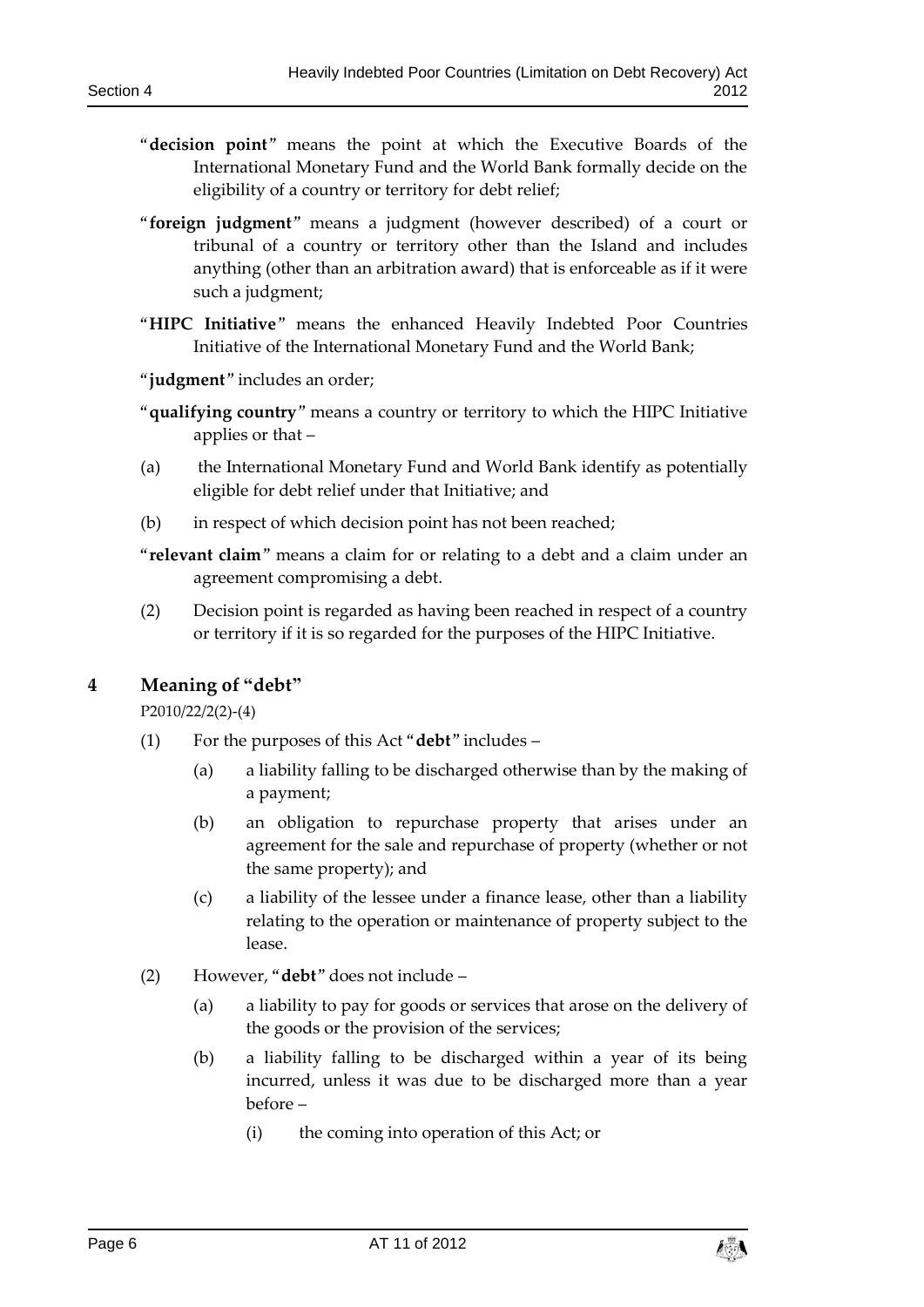"**decision point**" means the point at which the Executive Boards of the International Monetary Fund and the World Bank formally decide on the eligibility of a country or territory for debt relief;

"**foreign judgment**" means a judgment (however described) of a court or tribunal of a country or territory other than the Island and includes anything (other than an arbitration award) that is enforceable as if it were such a judgment;

"**HIPC Initiative**" means the enhanced Heavily Indebted Poor Countries Initiative of the International Monetary Fund and the World Bank;

"**judgment**" includes an order;

"**qualifying country**" means a country or territory to which the HIPC Initiative applies or that –

(a) the International Monetary Fund and World Bank identify as potentially eligible for debt relief under that Initiative; and

(b) in respect of which decision point has not been reached;

"**relevant claim**" means a claim for or relating to a debt and a claim under an agreement compromising a debt.

(2) Decision point is regarded as having been reached in respect of a country or territory if it is so regarded for the purposes of the HIPC Initiative.

## 4 Meaning of "debt"

P2010/22/2(2)-(4)

(1) For the purposes of this Act "**debt**" includes –

(a) a liability falling to be discharged otherwise than by the making of a payment;

(b) an obligation to repurchase property that arises under an agreement for the sale and repurchase of property (whether or not the same property); and

(c) a liability of the lessee under a finance lease, other than a liability relating to the operation or maintenance of property subject to the lease.

(2) However, "**debt**" does not include –

(a) a liability to pay for goods or services that arose on the delivery of the goods or the provision of the services;

(b) a liability falling to be discharged within a year of its being incurred, unless it was due to be discharged more than a year before –

(i) the coming into operation of this Act; or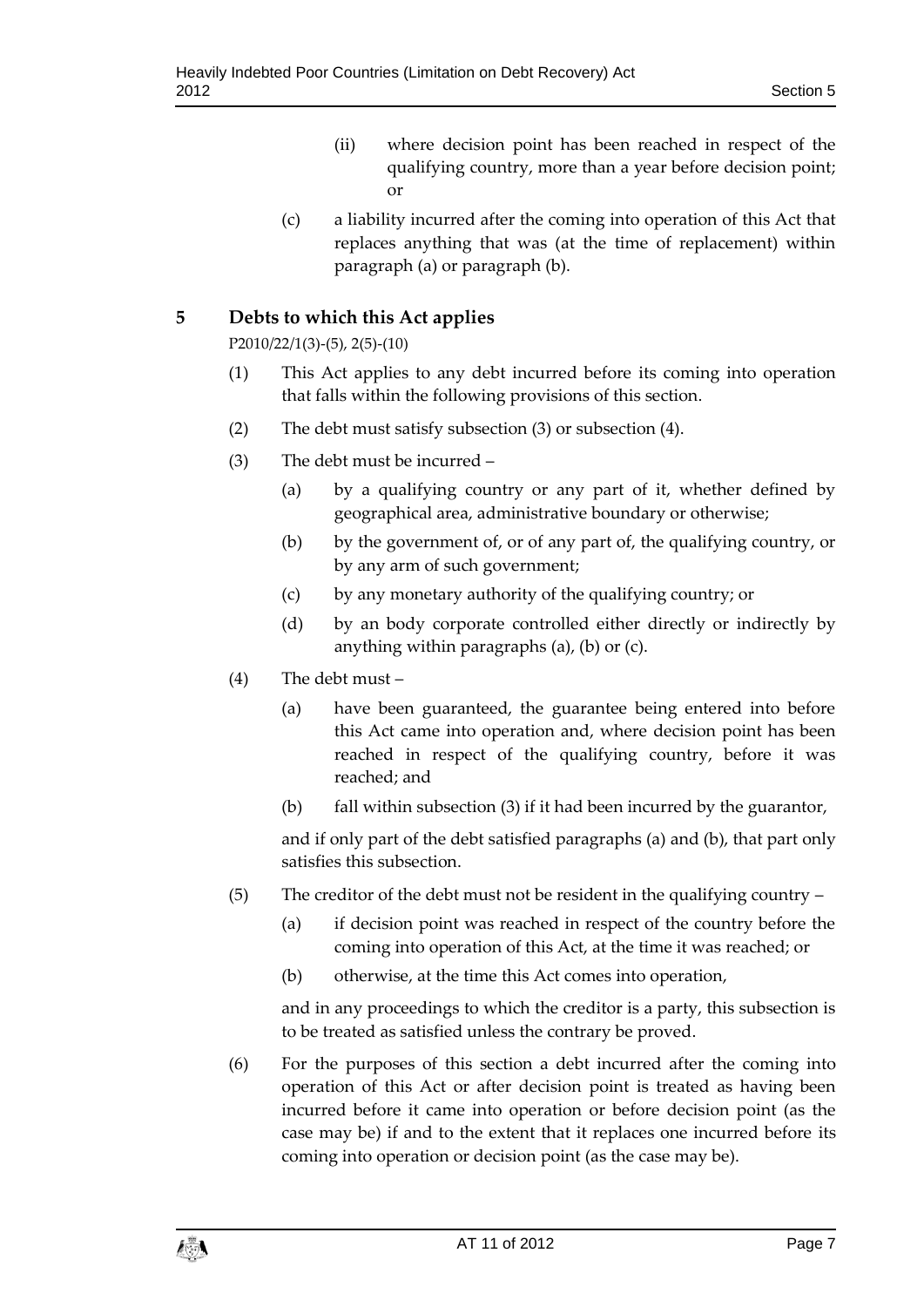(ii) where decision point has been reached in respect of the qualifying country, more than a year before decision point; or

(c) a liability incurred after the coming into operation of this Act that replaces anything that was (at the time of replacement) within paragraph (a) or paragraph (b).

## 5 Debts to which this Act applies

P2010/22/1(3)-(5), 2(5)-(10)

(1) This Act applies to any debt incurred before its coming into operation that falls within the following provisions of this section.

(2) The debt must satisfy subsection (3) or subsection (4).

(3) The debt must be incurred –

(a) by a qualifying country or any part of it, whether defined by geographical area, administrative boundary or otherwise;

(b) by the government of, or of any part of, the qualifying country, or by any arm of such government;

(c) by any monetary authority of the qualifying country; or

(d) by an body corporate controlled either directly or indirectly by anything within paragraphs (a), (b) or (c).

(4) The debt must –

(a) have been guaranteed, the guarantee being entered into before this Act came into operation and, where decision point has been reached in respect of the qualifying country, before it was reached; and

(b) fall within subsection (3) if it had been incurred by the guarantor,

and if only part of the debt satisfied paragraphs (a) and (b), that part only satisfies this subsection.

(5) The creditor of the debt must not be resident in the qualifying country –

(a) if decision point was reached in respect of the country before the coming into operation of this Act, at the time it was reached; or

(b) otherwise, at the time this Act comes into operation,

and in any proceedings to which the creditor is a party, this subsection is to be treated as satisfied unless the contrary be proved.

(6) For the purposes of this section a debt incurred after the coming into operation of this Act or after decision point is treated as having been incurred before it came into operation or before decision point (as the case may be) if and to the extent that it replaces one incurred before its coming into operation or decision point (as the case may be).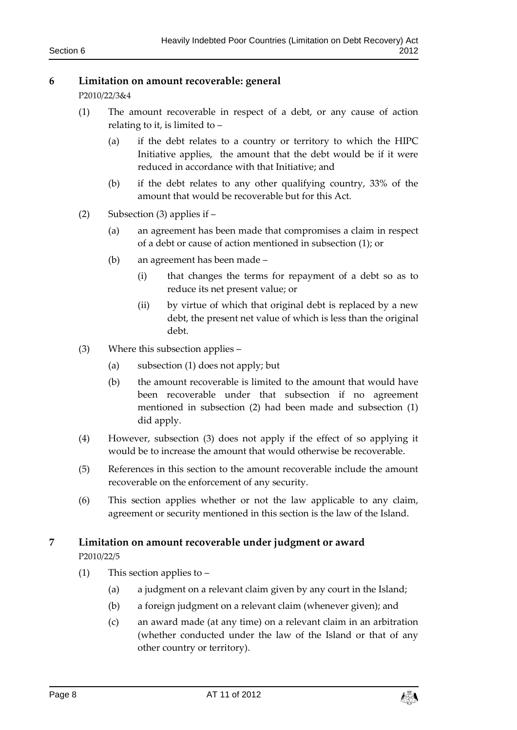## 6 Limitation on amount recoverable: general

P2010/22/3&4

(1) The amount recoverable in respect of a debt, or any cause of action relating to it, is limited to –

(a) if the debt relates to a country or territory to which the HIPC Initiative applies, the amount that the debt would be if it were reduced in accordance with that Initiative; and

(b) if the debt relates to any other qualifying country, 33% of the amount that would be recoverable but for this Act.

(2) Subsection (3) applies if –

(a) an agreement has been made that compromises a claim in respect of a debt or cause of action mentioned in subsection (1); or

(b) an agreement has been made –

(i) that changes the terms for repayment of a debt so as to reduce its net present value; or

(ii) by virtue of which that original debt is replaced by a new debt, the present net value of which is less than the original debt.

(3) Where this subsection applies –

(a) subsection (1) does not apply; but

(b) the amount recoverable is limited to the amount that would have been recoverable under that subsection if no agreement mentioned in subsection (2) had been made and subsection (1) did apply.

(4) However, subsection (3) does not apply if the effect of so applying it would be to increase the amount that would otherwise be recoverable.

(5) References in this section to the amount recoverable include the amount recoverable on the enforcement of any security.

(6) This section applies whether or not the law applicable to any claim, agreement or security mentioned in this section is the law of the Island.

## 7 Limitation on amount recoverable under judgment or award

P2010/22/5

(1) This section applies to –

(a) a judgment on a relevant claim given by any court in the Island;

(b) a foreign judgment on a relevant claim (whenever given); and

(c) an award made (at any time) on a relevant claim in an arbitration (whether conducted under the law of the Island or that of any other country or territory).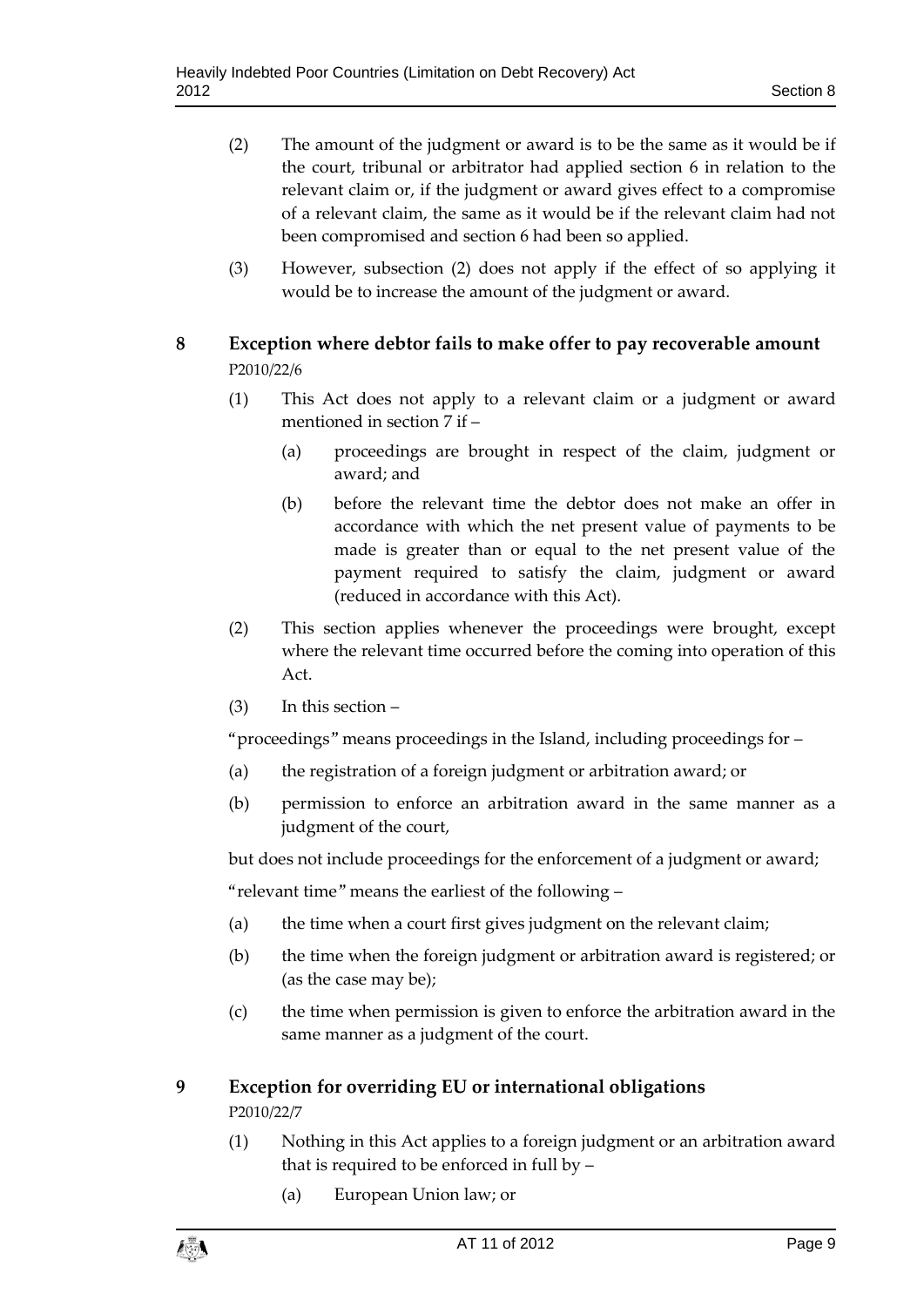(2) The amount of the judgment or award is to be the same as it would be if the court, tribunal or arbitrator had applied section 6 in relation to the relevant claim or, if the judgment or award gives effect to a compromise of a relevant claim, the same as it would be if the relevant claim had not been compromised and section 6 had been so applied.

(3) However, subsection (2) does not apply if the effect of so applying it would be to increase the amount of the judgment or award.

## 8 Exception where debtor fails to make offer to pay recoverable amount

P2010/22/6

(1) This Act does not apply to a relevant claim or a judgment or award mentioned in section 7 if –

- (a) proceedings are brought in respect of the claim, judgment or award; and
- (b) before the relevant time the debtor does not make an offer in accordance with which the net present value of payments to be made is greater than or equal to the net present value of the payment required to satisfy the claim, judgment or award (reduced in accordance with this Act).

(2) This section applies whenever the proceedings were brought, except where the relevant time occurred before the coming into operation of this Act.

(3) In this section –

"proceedings" means proceedings in the Island, including proceedings for –

- (a) the registration of a foreign judgment or arbitration award; or
- (b) permission to enforce an arbitration award in the same manner as a judgment of the court,

but does not include proceedings for the enforcement of a judgment or award;

"relevant time" means the earliest of the following –

- (a) the time when a court first gives judgment on the relevant claim;
- (b) the time when the foreign judgment or arbitration award is registered; or (as the case may be);
- (c) the time when permission is given to enforce the arbitration award in the same manner as a judgment of the court.

## 9 Exception for overriding EU or international obligations

P2010/22/7

(1) Nothing in this Act applies to a foreign judgment or an arbitration award that is required to be enforced in full by –

- (a) European Union law; or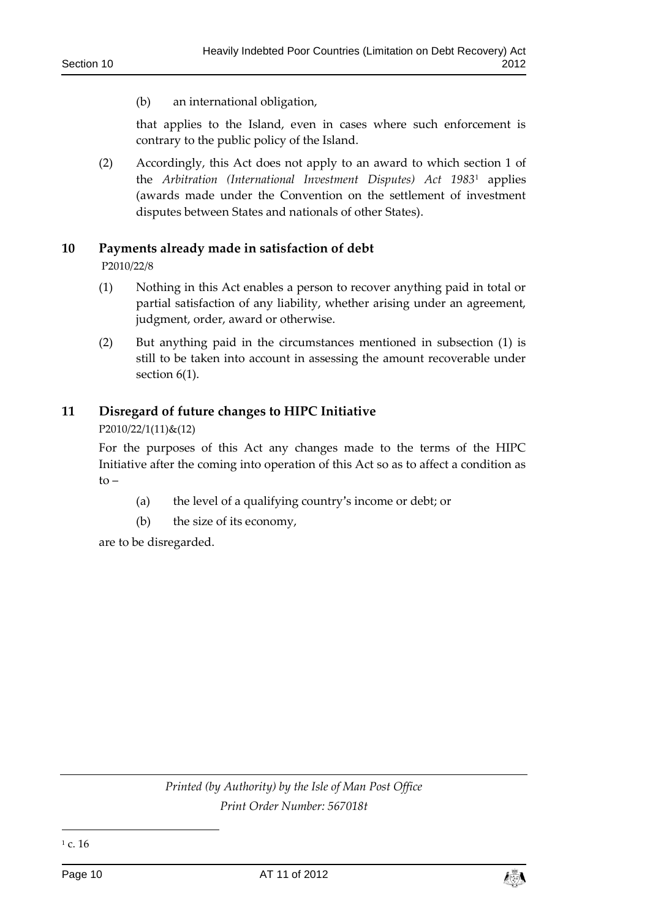(b) an international obligation,

that applies to the Island, even in cases where such enforcement is contrary to the public policy of the Island.

(2) Accordingly, this Act does not apply to an award to which section 1 of the *Arbitration (International Investment Disputes) Act 1983*[1] applies (awards made under the Convention on the settlement of investment disputes between States and nationals of other States).

## 10 Payments already made in satisfaction of debt

P2010/22/8

(1) Nothing in this Act enables a person to recover anything paid in total or partial satisfaction of any liability, whether arising under an agreement, judgment, order, award or otherwise.

(2) But anything paid in the circumstances mentioned in subsection (1) is still to be taken into account in assessing the amount recoverable under section 6(1).

## 11 Disregard of future changes to HIPC Initiative

P2010/22/1(11)&(12)

For the purposes of this Act any changes made to the terms of the HIPC Initiative after the coming into operation of this Act so as to affect a condition as to –

(a) the level of a qualifying country's income or debt; or

(b) the size of its economy,

are to be disregarded.

*Printed (by Authority) by the Isle of Man Post Office*

*Print Order Number: 567018t*

[1] c. 16